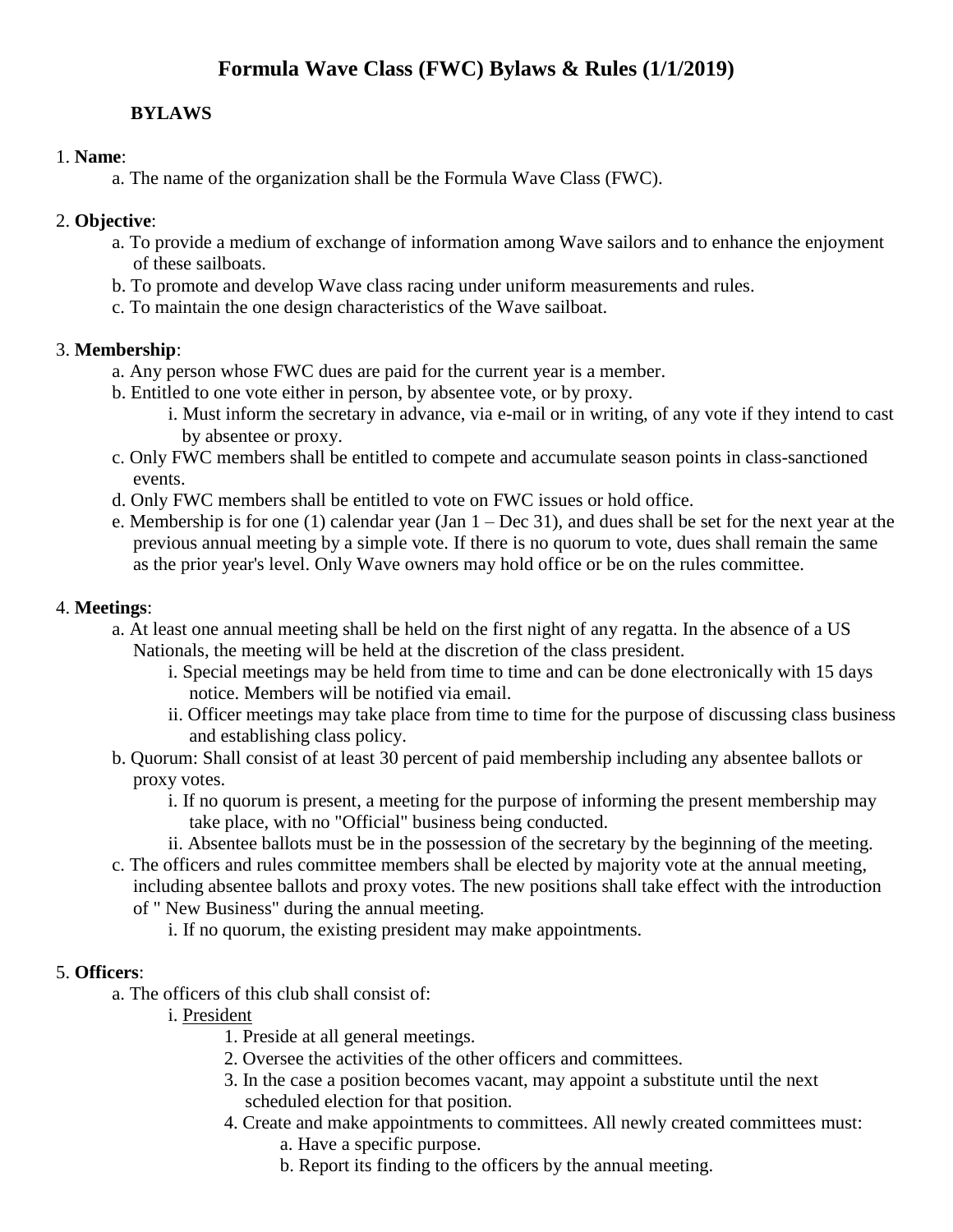# Formula Wave Class (FWC) Bylaws & Rules (1/1/2019)

## BYLAWS

1. **Name**:
   - a. The name of the organization shall be the Formula Wave Class (FWC).

2. **Objective**:
   - a. To provide a medium of exchange of information among Wave sailors and to enhance the enjoyment of these sailboats.
   - b. To promote and develop Wave class racing under uniform measurements and rules.
   - c. To maintain the one design characteristics of the Wave sailboat.

3. **Membership**:
   - a. Any person whose FWC dues are paid for the current year is a member.
   - b. Entitled to one vote either in person, by absentee vote, or by proxy.
     - i. Must inform the secretary in advance, via e-mail or in writing, of any vote if they intend to cast by absentee or proxy.
   - c. Only FWC members shall be entitled to compete and accumulate season points in class-sanctioned events.
   - d. Only FWC members shall be entitled to vote on FWC issues or hold office.
   - e. Membership is for one (1) calendar year (Jan 1 – Dec 31), and dues shall be set for the next year at the previous annual meeting by a simple vote. If there is no quorum to vote, dues shall remain the same as the prior year's level. Only Wave owners may hold office or be on the rules committee.

4. **Meetings**:
   - a. At least one annual meeting shall be held on the first night of any regatta. In the absence of a US Nationals, the meeting will be held at the discretion of the class president.
     - i. Special meetings may be held from time to time and can be done electronically with 15 days notice. Members will be notified via email.
     - ii. Officer meetings may take place from time to time for the purpose of discussing class business and establishing class policy.
   - b. Quorum: Shall consist of at least 30 percent of paid membership including any absentee ballots or proxy votes.
     - i. If no quorum is present, a meeting for the purpose of informing the present membership may take place, with no "Official" business being conducted.
     - ii. Absentee ballots must be in the possession of the secretary by the beginning of the meeting.
   - c. The officers and rules committee members shall be elected by majority vote at the annual meeting, including absentee ballots and proxy votes. The new positions shall take effect with the introduction of " New Business" during the annual meeting.
     - i. If no quorum, the existing president may make appointments.

5. **Officers**:
   - a. The officers of this club shall consist of:
     - i. <u>President</u>
       1. Preside at all general meetings.
       2. Oversee the activities of the other officers and committees.
       3. In the case a position becomes vacant, may appoint a substitute until the next scheduled election for that position.
       4. Create and make appointments to committees. All newly created committees must:
          - a. Have a specific purpose.
          - b. Report its finding to the officers by the annual meeting.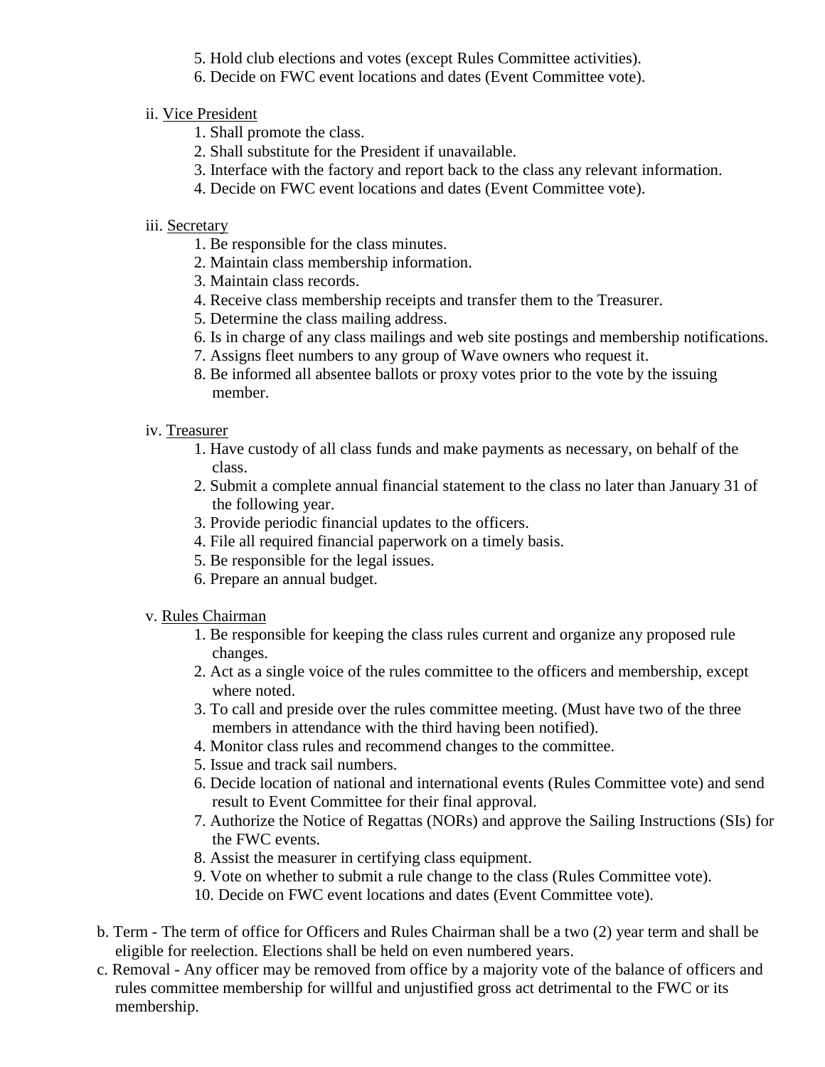5. Hold club elections and votes (except Rules Committee activities).
6. Decide on FWC event locations and dates (Event Committee vote).

ii. Vice President

1. Shall promote the class.
2. Shall substitute for the President if unavailable.
3. Interface with the factory and report back to the class any relevant information.
4. Decide on FWC event locations and dates (Event Committee vote).

iii. Secretary

1. Be responsible for the class minutes.
2. Maintain class membership information.
3. Maintain class records.
4. Receive class membership receipts and transfer them to the Treasurer.
5. Determine the class mailing address.
6. Is in charge of any class mailings and web site postings and membership notifications.
7. Assigns fleet numbers to any group of Wave owners who request it.
8. Be informed all absentee ballots or proxy votes prior to the vote by the issuing member.

iv. Treasurer

1. Have custody of all class funds and make payments as necessary, on behalf of the class.
2. Submit a complete annual financial statement to the class no later than January 31 of the following year.
3. Provide periodic financial updates to the officers.
4. File all required financial paperwork on a timely basis.
5. Be responsible for the legal issues.
6. Prepare an annual budget.

v. Rules Chairman

1. Be responsible for keeping the class rules current and organize any proposed rule changes.
2. Act as a single voice of the rules committee to the officers and membership, except where noted.
3. To call and preside over the rules committee meeting. (Must have two of the three members in attendance with the third having been notified).
4. Monitor class rules and recommend changes to the committee.
5. Issue and track sail numbers.
6. Decide location of national and international events (Rules Committee vote) and send result to Event Committee for their final approval.
7. Authorize the Notice of Regattas (NORs) and approve the Sailing Instructions (SIs) for the FWC events.
8. Assist the measurer in certifying class equipment.
9. Vote on whether to submit a rule change to the class (Rules Committee vote).
10. Decide on FWC event locations and dates (Event Committee vote).

b. Term - The term of office for Officers and Rules Chairman shall be a two (2) year term and shall be eligible for reelection. Elections shall be held on even numbered years.

c. Removal - Any officer may be removed from office by a majority vote of the balance of officers and rules committee membership for willful and unjustified gross act detrimental to the FWC or its membership.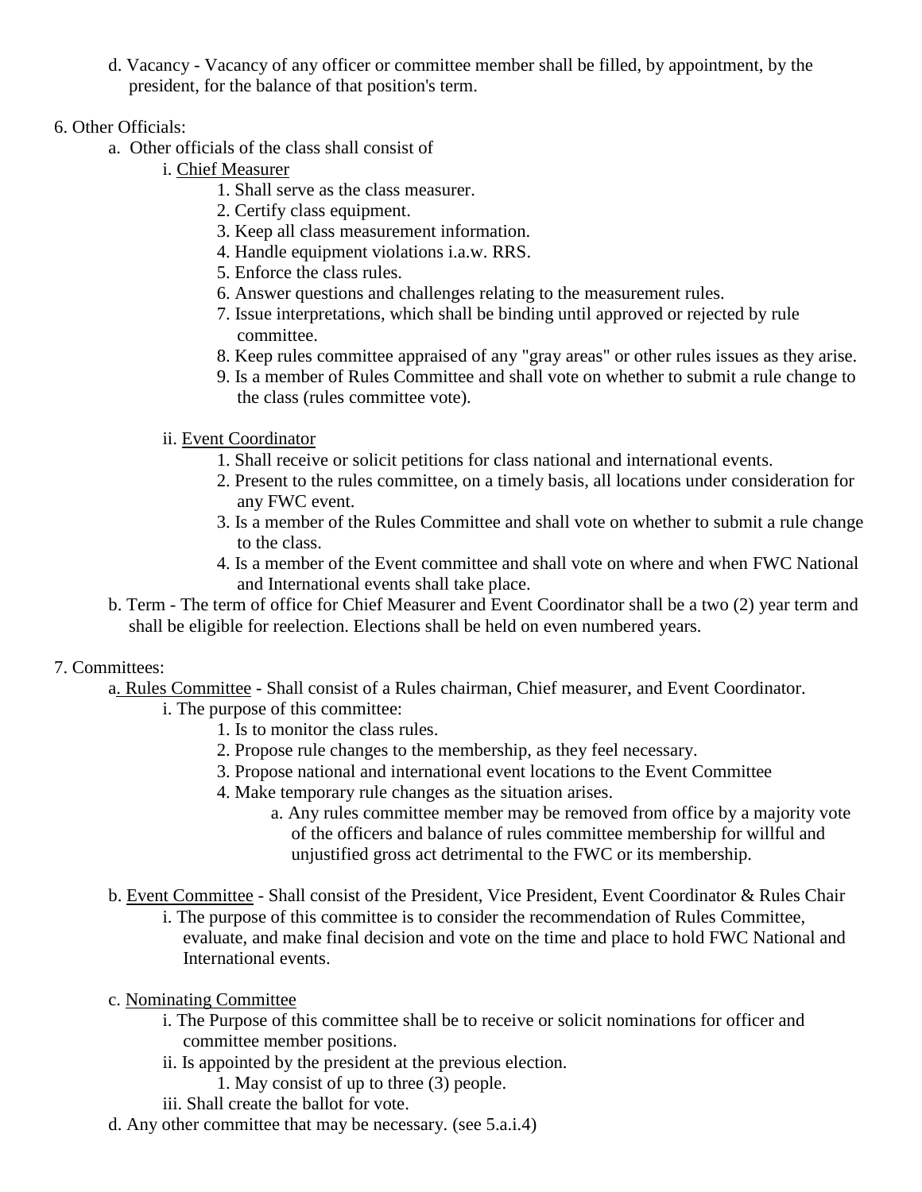d. Vacancy - Vacancy of any officer or committee member shall be filled, by appointment, by the president, for the balance of that position's term.

6. Other Officials:

a. Other officials of the class shall consist of

i. <u>Chief Measurer</u>

1. Shall serve as the class measurer.
2. Certify class equipment.
3. Keep all class measurement information.
4. Handle equipment violations i.a.w. RRS.
5. Enforce the class rules.
6. Answer questions and challenges relating to the measurement rules.
7. Issue interpretations, which shall be binding until approved or rejected by rule committee.
8. Keep rules committee appraised of any "gray areas" or other rules issues as they arise.
9. Is a member of Rules Committee and shall vote on whether to submit a rule change to the class (rules committee vote).

ii. <u>Event Coordinator</u>

1. Shall receive or solicit petitions for class national and international events.
2. Present to the rules committee, on a timely basis, all locations under consideration for any FWC event.
3. Is a member of the Rules Committee and shall vote on whether to submit a rule change to the class.
4. Is a member of the Event committee and shall vote on where and when FWC National and International events shall take place.

b. Term - The term of office for Chief Measurer and Event Coordinator shall be a two (2) year term and shall be eligible for reelection. Elections shall be held on even numbered years.

7. Committees:

a. <u>Rules Committee</u> - Shall consist of a Rules chairman, Chief measurer, and Event Coordinator.

i. The purpose of this committee:

1. Is to monitor the class rules.
2. Propose rule changes to the membership, as they feel necessary.
3. Propose national and international event locations to the Event Committee
4. Make temporary rule changes as the situation arises.
   a. Any rules committee member may be removed from office by a majority vote of the officers and balance of rules committee membership for willful and unjustified gross act detrimental to the FWC or its membership.

b. <u>Event Committee</u> - Shall consist of the President, Vice President, Event Coordinator & Rules Chair

i. The purpose of this committee is to consider the recommendation of Rules Committee, evaluate, and make final decision and vote on the time and place to hold FWC National and International events.

c. <u>Nominating Committee</u>

i. The Purpose of this committee shall be to receive or solicit nominations for officer and committee member positions.

ii. Is appointed by the president at the previous election.

1. May consist of up to three (3) people.

iii. Shall create the ballot for vote.

d. Any other committee that may be necessary. (see 5.a.i.4)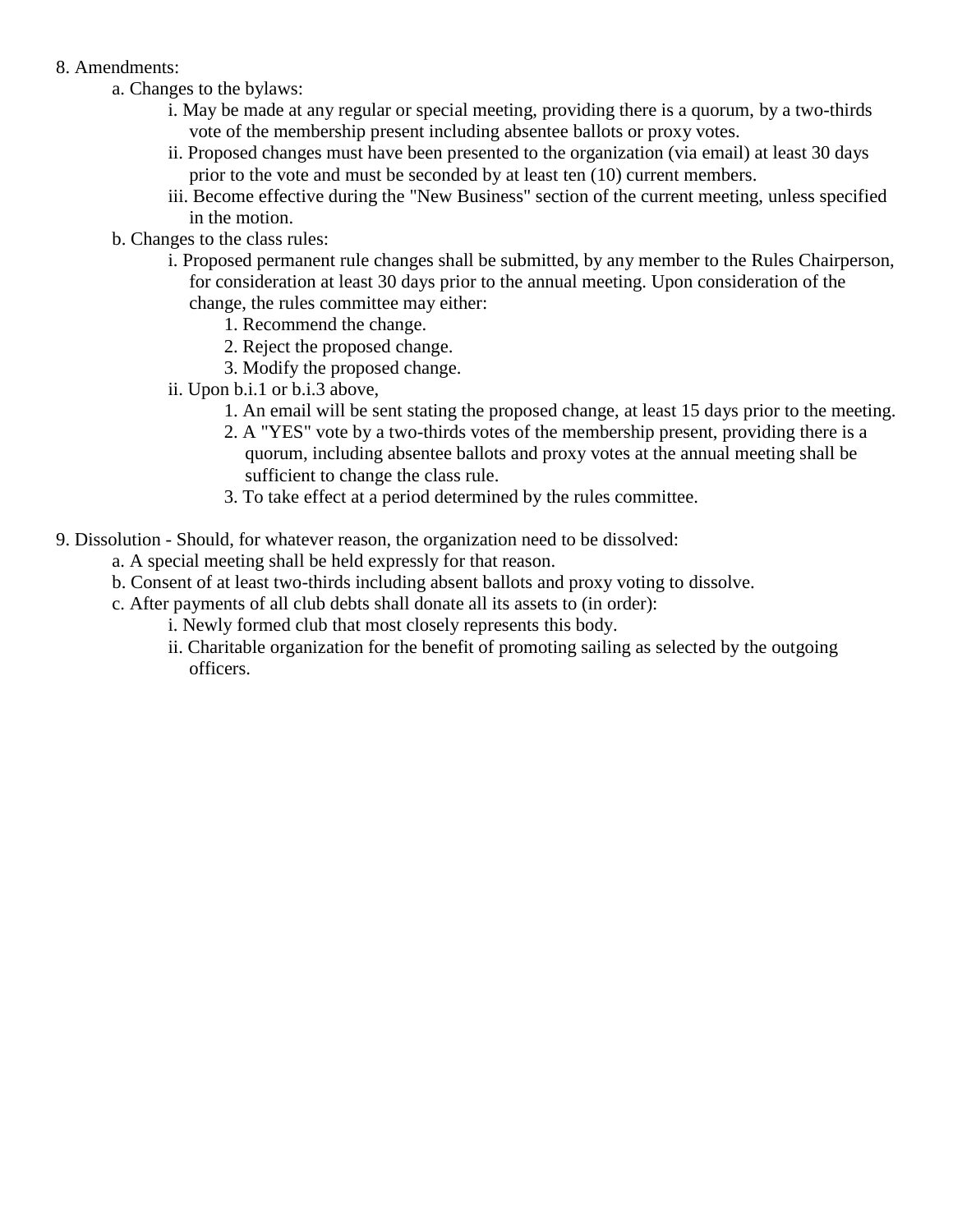8. Amendments:
    a. Changes to the bylaws:
        i. May be made at any regular or special meeting, providing there is a quorum, by a two-thirds vote of the membership present including absentee ballots or proxy votes.
        ii. Proposed changes must have been presented to the organization (via email) at least 30 days prior to the vote and must be seconded by at least ten (10) current members.
        iii. Become effective during the "New Business" section of the current meeting, unless specified in the motion.
    b. Changes to the class rules:
        i. Proposed permanent rule changes shall be submitted, by any member to the Rules Chairperson, for consideration at least 30 days prior to the annual meeting. Upon consideration of the change, the rules committee may either:
            1. Recommend the change.
            2. Reject the proposed change.
            3. Modify the proposed change.
        ii. Upon b.i.1 or b.i.3 above,
            1. An email will be sent stating the proposed change, at least 15 days prior to the meeting.
            2. A "YES" vote by a two-thirds votes of the membership present, providing there is a quorum, including absentee ballots and proxy votes at the annual meeting shall be sufficient to change the class rule.
            3. To take effect at a period determined by the rules committee.

9. Dissolution - Should, for whatever reason, the organization need to be dissolved:
    a. A special meeting shall be held expressly for that reason.
    b. Consent of at least two-thirds including absent ballots and proxy voting to dissolve.
    c. After payments of all club debts shall donate all its assets to (in order):
        i. Newly formed club that most closely represents this body.
        ii. Charitable organization for the benefit of promoting sailing as selected by the outgoing officers.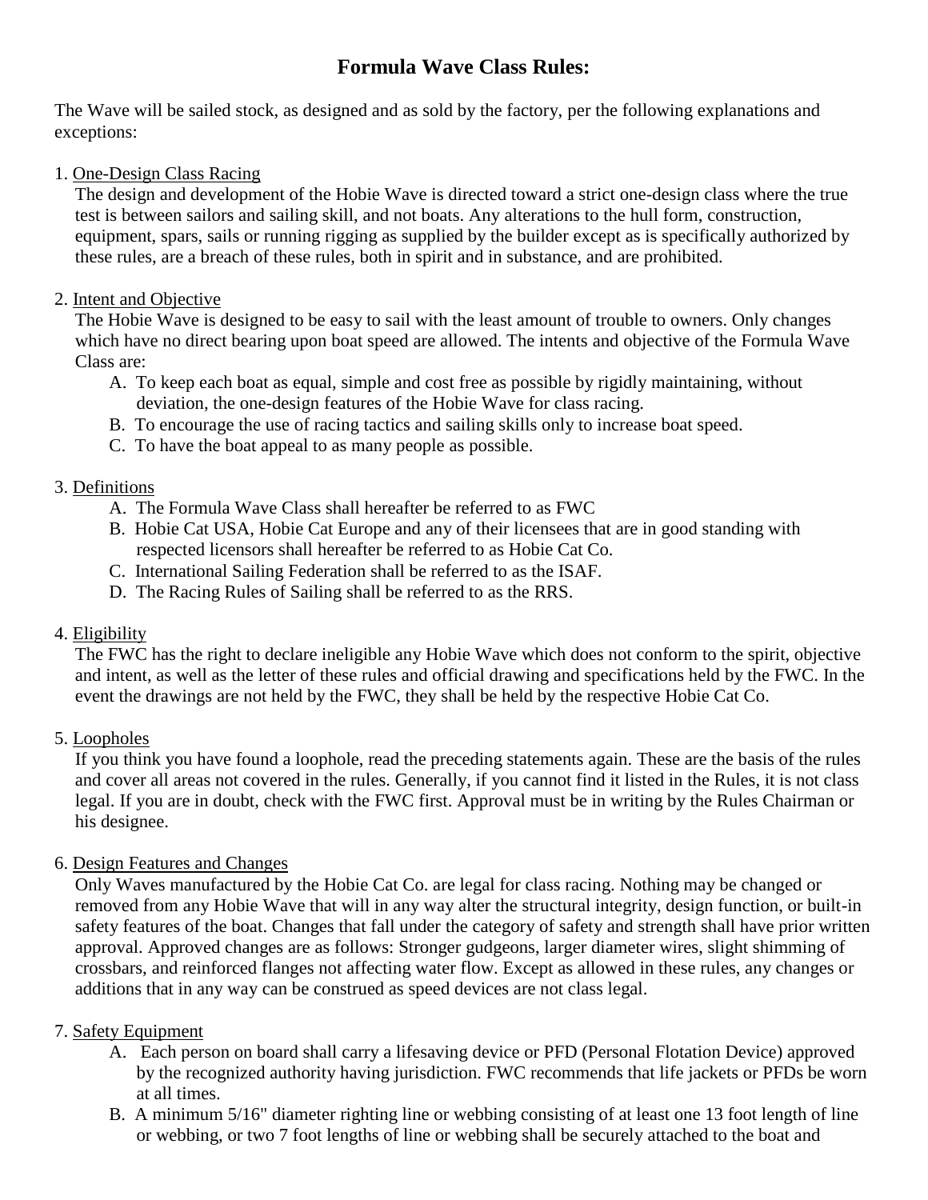# Formula Wave Class Rules:

The Wave will be sailed stock, as designed and as sold by the factory, per the following explanations and exceptions:

1. <u>One-Design Class Racing</u>

   The design and development of the Hobie Wave is directed toward a strict one-design class where the true test is between sailors and sailing skill, and not boats. Any alterations to the hull form, construction, equipment, spars, sails or running rigging as supplied by the builder except as is specifically authorized by these rules, are a breach of these rules, both in spirit and in substance, and are prohibited.

2. <u>Intent and Objective</u>

   The Hobie Wave is designed to be easy to sail with the least amount of trouble to owners. Only changes which have no direct bearing upon boat speed are allowed. The intents and objective of the Formula Wave Class are:

   A. To keep each boat as equal, simple and cost free as possible by rigidly maintaining, without deviation, the one-design features of the Hobie Wave for class racing.
   B. To encourage the use of racing tactics and sailing skills only to increase boat speed.
   C. To have the boat appeal to as many people as possible.

3. <u>Definitions</u>

   A. The Formula Wave Class shall hereafter be referred to as FWC
   B. Hobie Cat USA, Hobie Cat Europe and any of their licensees that are in good standing with respected licensors shall hereafter be referred to as Hobie Cat Co.
   C. International Sailing Federation shall be referred to as the ISAF.
   D. The Racing Rules of Sailing shall be referred to as the RRS.

4. <u>Eligibility</u>

   The FWC has the right to declare ineligible any Hobie Wave which does not conform to the spirit, objective and intent, as well as the letter of these rules and official drawing and specifications held by the FWC. In the event the drawings are not held by the FWC, they shall be held by the respective Hobie Cat Co.

5. <u>Loopholes</u>

   If you think you have found a loophole, read the preceding statements again. These are the basis of the rules and cover all areas not covered in the rules. Generally, if you cannot find it listed in the Rules, it is not class legal. If you are in doubt, check with the FWC first. Approval must be in writing by the Rules Chairman or his designee.

6. <u>Design Features and Changes</u>

   Only Waves manufactured by the Hobie Cat Co. are legal for class racing. Nothing may be changed or removed from any Hobie Wave that will in any way alter the structural integrity, design function, or built-in safety features of the boat. Changes that fall under the category of safety and strength shall have prior written approval. Approved changes are as follows: Stronger gudgeons, larger diameter wires, slight shimming of crossbars, and reinforced flanges not affecting water flow. Except as allowed in these rules, any changes or additions that in any way can be construed as speed devices are not class legal.

7. <u>Safety Equipment</u>

   A. Each person on board shall carry a lifesaving device or PFD (Personal Flotation Device) approved by the recognized authority having jurisdiction. FWC recommends that life jackets or PFDs be worn at all times.
   B. A minimum 5/16" diameter righting line or webbing consisting of at least one 13 foot length of line or webbing, or two 7 foot lengths of line or webbing shall be securely attached to the boat and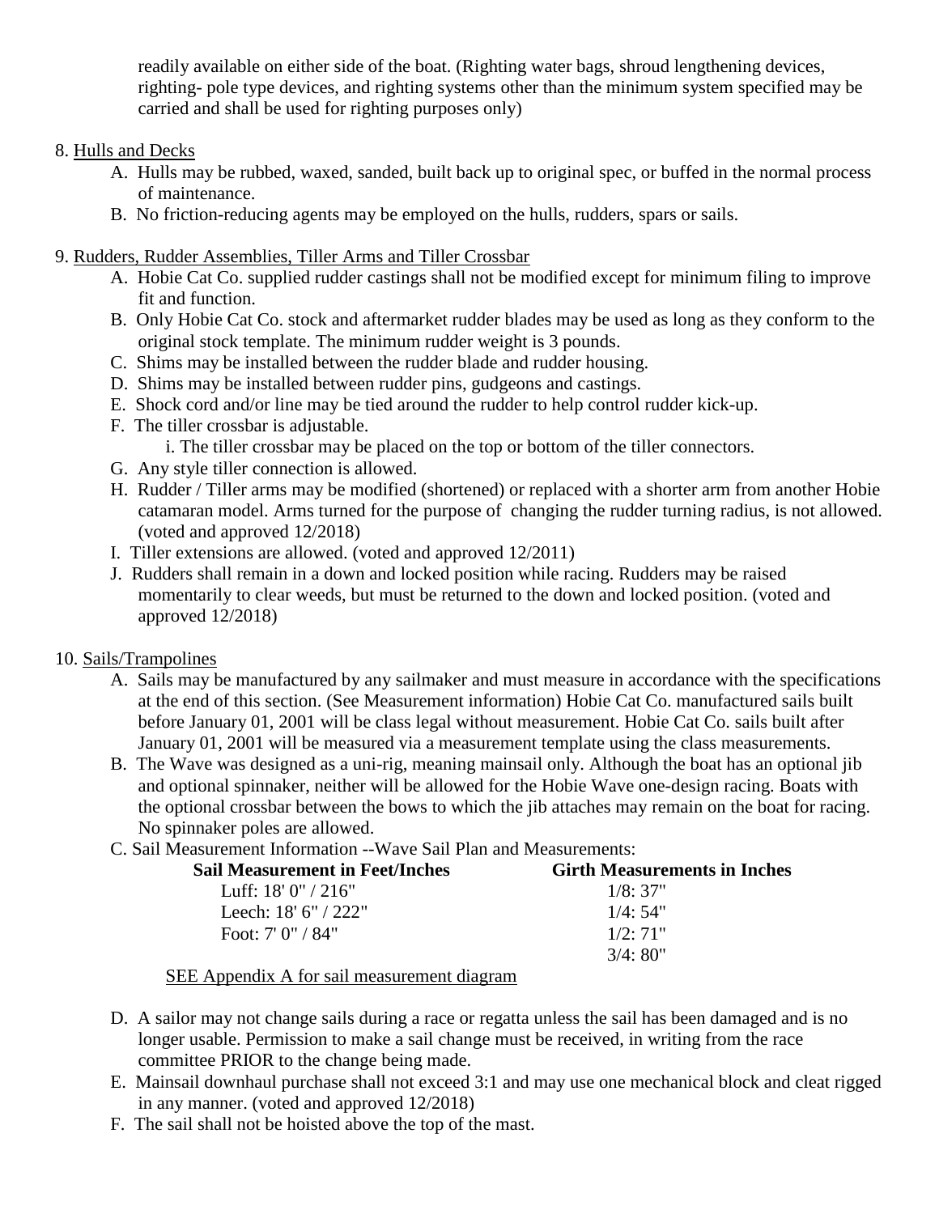readily available on either side of the boat. (Righting water bags, shroud lengthening devices, righting- pole type devices, and righting systems other than the minimum system specified may be carried and shall be used for righting purposes only)

8. Hulls and Decks
   A. Hulls may be rubbed, waxed, sanded, built back up to original spec, or buffed in the normal process of maintenance.
   B. No friction-reducing agents may be employed on the hulls, rudders, spars or sails.

9. Rudders, Rudder Assemblies, Tiller Arms and Tiller Crossbar
   A. Hobie Cat Co. supplied rudder castings shall not be modified except for minimum filing to improve fit and function.
   B. Only Hobie Cat Co. stock and aftermarket rudder blades may be used as long as they conform to the original stock template. The minimum rudder weight is 3 pounds.
   C. Shims may be installed between the rudder blade and rudder housing.
   D. Shims may be installed between rudder pins, gudgeons and castings.
   E. Shock cord and/or line may be tied around the rudder to help control rudder kick-up.
   F. The tiller crossbar is adjustable.
      i. The tiller crossbar may be placed on the top or bottom of the tiller connectors.
   G. Any style tiller connection is allowed.
   H. Rudder / Tiller arms may be modified (shortened) or replaced with a shorter arm from another Hobie catamaran model. Arms turned for the purpose of changing the rudder turning radius, is not allowed. (voted and approved 12/2018)
   I. Tiller extensions are allowed. (voted and approved 12/2011)
   J. Rudders shall remain in a down and locked position while racing. Rudders may be raised momentarily to clear weeds, but must be returned to the down and locked position. (voted and approved 12/2018)

10. Sails/Trampolines
   A. Sails may be manufactured by any sailmaker and must measure in accordance with the specifications at the end of this section. (See Measurement information) Hobie Cat Co. manufactured sails built before January 01, 2001 will be class legal without measurement. Hobie Cat Co. sails built after January 01, 2001 will be measured via a measurement template using the class measurements.
   B. The Wave was designed as a uni-rig, meaning mainsail only. Although the boat has an optional jib and optional spinnaker, neither will be allowed for the Hobie Wave one-design racing. Boats with the optional crossbar between the bows to which the jib attaches may remain on the boat for racing. No spinnaker poles are allowed.
   C. Sail Measurement Information --Wave Sail Plan and Measurements:

| Sail Measurement in Feet/Inches | Girth Measurements in Inches |
|---|---|
| Luff: 18' 0" / 216" | 1/8: 37" |
| Leech: 18' 6" / 222" | 1/4: 54" |
| Foot: 7' 0" / 84" | 1/2: 71" |
| | 3/4: 80" |

SEE Appendix A for sail measurement diagram

   D. A sailor may not change sails during a race or regatta unless the sail has been damaged and is no longer usable. Permission to make a sail change must be received, in writing from the race committee PRIOR to the change being made.
   E. Mainsail downhaul purchase shall not exceed 3:1 and may use one mechanical block and cleat rigged in any manner. (voted and approved 12/2018)
   F. The sail shall not be hoisted above the top of the mast.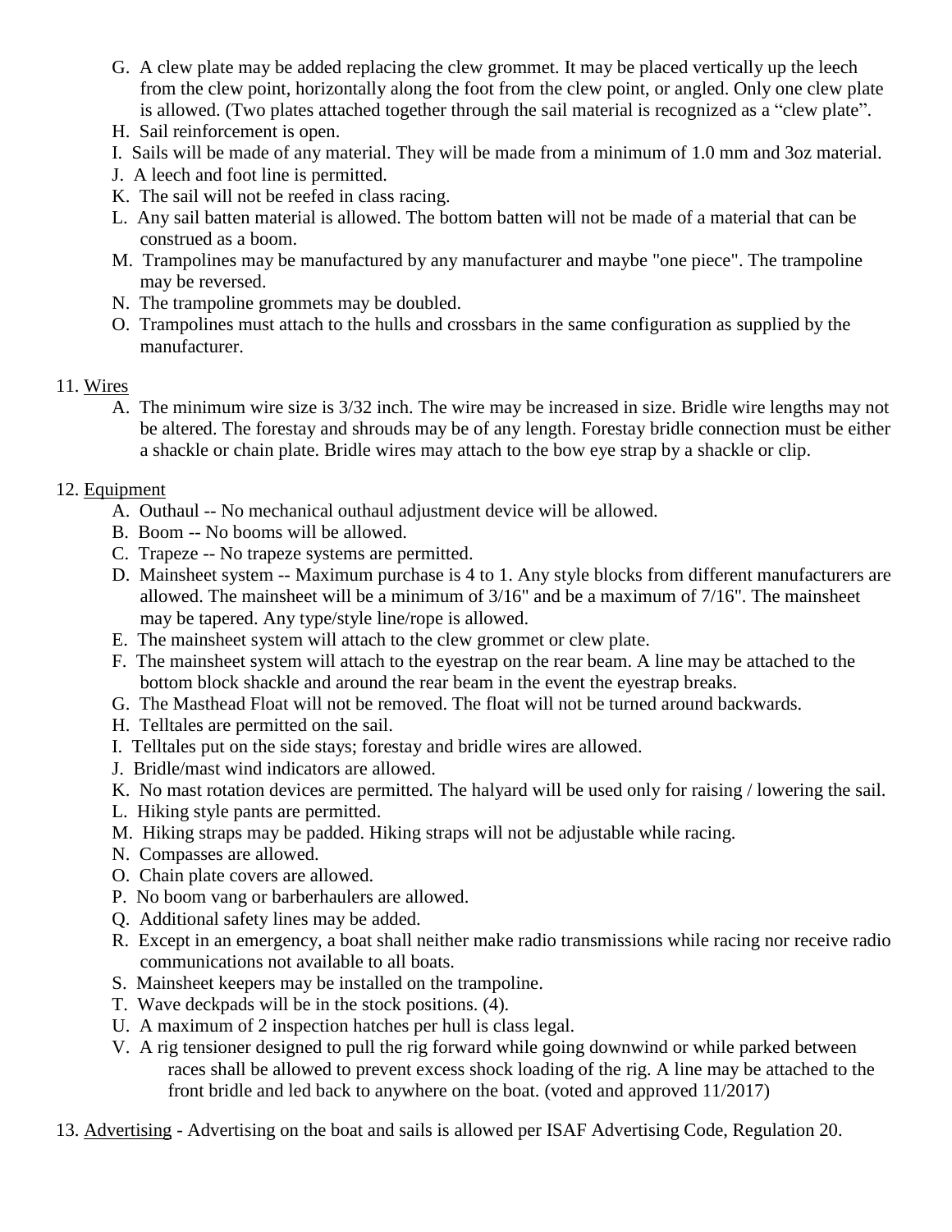G. A clew plate may be added replacing the clew grommet. It may be placed vertically up the leech from the clew point, horizontally along the foot from the clew point, or angled. Only one clew plate is allowed. (Two plates attached together through the sail material is recognized as a "clew plate".
H. Sail reinforcement is open.
I. Sails will be made of any material. They will be made from a minimum of 1.0 mm and 3oz material.
J. A leech and foot line is permitted.
K. The sail will not be reefed in class racing.
L. Any sail batten material is allowed. The bottom batten will not be made of a material that can be construed as a boom.
M. Trampolines may be manufactured by any manufacturer and maybe "one piece". The trampoline may be reversed.
N. The trampoline grommets may be doubled.
O. Trampolines must attach to the hulls and crossbars in the same configuration as supplied by the manufacturer.

11. Wires
   A. The minimum wire size is 3/32 inch. The wire may be increased in size. Bridle wire lengths may not be altered. The forestay and shrouds may be of any length. Forestay bridle connection must be either a shackle or chain plate. Bridle wires may attach to the bow eye strap by a shackle or clip.

12. Equipment
   A. Outhaul -- No mechanical outhaul adjustment device will be allowed.
   B. Boom -- No booms will be allowed.
   C. Trapeze -- No trapeze systems are permitted.
   D. Mainsheet system -- Maximum purchase is 4 to 1. Any style blocks from different manufacturers are allowed. The mainsheet will be a minimum of 3/16" and be a maximum of 7/16". The mainsheet may be tapered. Any type/style line/rope is allowed.
   E. The mainsheet system will attach to the clew grommet or clew plate.
   F. The mainsheet system will attach to the eyestrap on the rear beam. A line may be attached to the bottom block shackle and around the rear beam in the event the eyestrap breaks.
   G. The Masthead Float will not be removed. The float will not be turned around backwards.
   H. Telltales are permitted on the sail.
   I. Telltales put on the side stays; forestay and bridle wires are allowed.
   J. Bridle/mast wind indicators are allowed.
   K. No mast rotation devices are permitted. The halyard will be used only for raising / lowering the sail.
   L. Hiking style pants are permitted.
   M. Hiking straps may be padded. Hiking straps will not be adjustable while racing.
   N. Compasses are allowed.
   O. Chain plate covers are allowed.
   P. No boom vang or barberhaulers are allowed.
   Q. Additional safety lines may be added.
   R. Except in an emergency, a boat shall neither make radio transmissions while racing nor receive radio communications not available to all boats.
   S. Mainsheet keepers may be installed on the trampoline.
   T. Wave deckpads will be in the stock positions. (4).
   U. A maximum of 2 inspection hatches per hull is class legal.
   V. A rig tensioner designed to pull the rig forward while going downwind or while parked between races shall be allowed to prevent excess shock loading of the rig. A line may be attached to the front bridle and led back to anywhere on the boat. (voted and approved 11/2017)

13. Advertising - Advertising on the boat and sails is allowed per ISAF Advertising Code, Regulation 20.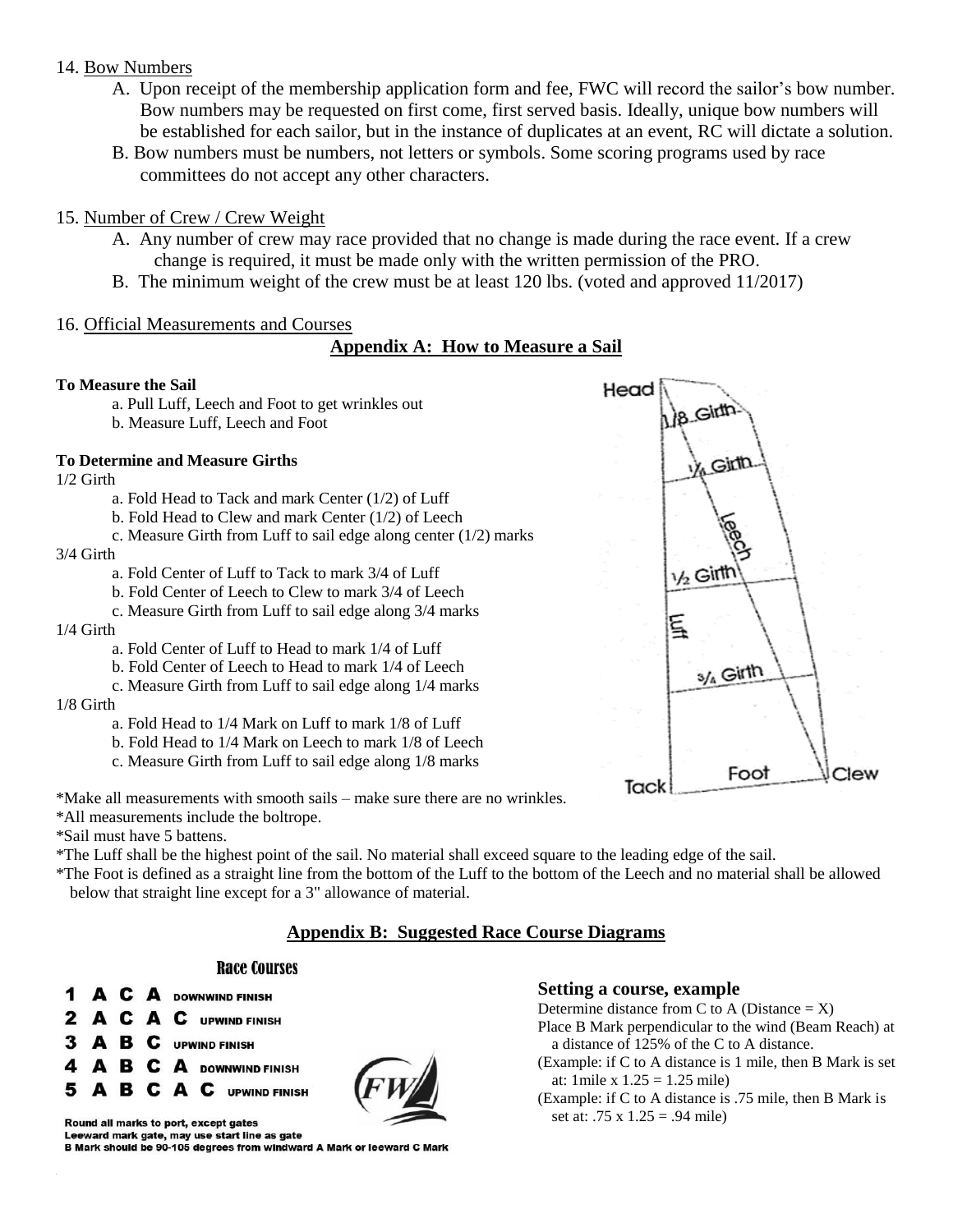14. Bow Numbers

A. Upon receipt of the membership application form and fee, FWC will record the sailor's bow number. Bow numbers may be requested on first come, first served basis. Ideally, unique bow numbers will be established for each sailor, but in the instance of duplicates at an event, RC will dictate a solution.

B. Bow numbers must be numbers, not letters or symbols. Some scoring programs used by race committees do not accept any other characters.

15. Number of Crew / Crew Weight

A. Any number of crew may race provided that no change is made during the race event. If a crew change is required, it must be made only with the written permission of the PRO.

B. The minimum weight of the crew must be at least 120 lbs. (voted and approved 11/2017)

16. Official Measurements and Courses

## Appendix A: How to Measure a Sail

**To Measure the Sail**

a. Pull Luff, Leech and Foot to get wrinkles out
b. Measure Luff, Leech and Foot

**To Determine and Measure Girths**

1/2 Girth

a. Fold Head to Tack and mark Center (1/2) of Luff
b. Fold Head to Clew and mark Center (1/2) of Leech
c. Measure Girth from Luff to sail edge along center (1/2) marks

3/4 Girth

a. Fold Center of Luff to Tack to mark 3/4 of Luff
b. Fold Center of Leech to Clew to mark 3/4 of Leech
c. Measure Girth from Luff to sail edge along 3/4 marks

1/4 Girth

a. Fold Center of Luff to Head to mark 1/4 of Luff
b. Fold Center of Leech to Head to mark 1/4 of Leech
c. Measure Girth from Luff to sail edge along 1/4 marks

1/8 Girth

a. Fold Head to 1/4 Mark on Luff to mark 1/8 of Luff
b. Fold Head to 1/4 Mark on Leech to mark 1/8 of Leech
c. Measure Girth from Luff to sail edge along 1/8 marks

Head
1/8 Girth
1/4 Girth
Leech
1/2 Girth
Luff
3/4 Girth
Foot
Tack
Clew

*Make all measurements with smooth sails – make sure there are no wrinkles.
*All measurements include the boltrope.
*Sail must have 5 battens.
*The Luff shall be the highest point of the sail. No material shall exceed square to the leading edge of the sail.
*The Foot is defined as a straight line from the bottom of the Luff to the bottom of the Leech and no material shall be allowed below that straight line except for a 3" allowance of material.

## Appendix B: Suggested Race Course Diagrams

**Race Courses**

1 A C A DOWNWIND FINISH
2 A C A C UPWIND FINISH
3 A B C UPWIND FINISH
4 A B C A DOWNWIND FINISH
5 A B C A C UPWIND FINISH

Round all marks to port, except gates
Leeward mark gate, may use start line as gate
B Mark should be 90-105 degrees from windward A Mark or leeward C Mark

### Setting a course, example

Determine distance from C to A (Distance = X)
Place B Mark perpendicular to the wind (Beam Reach) at a distance of 125% of the C to A distance.
(Example: if C to A distance is 1 mile, then B Mark is set at: 1mile x 1.25 = 1.25 mile)
(Example: if C to A distance is .75 mile, then B Mark is set at: .75 x 1.25 = .94 mile)